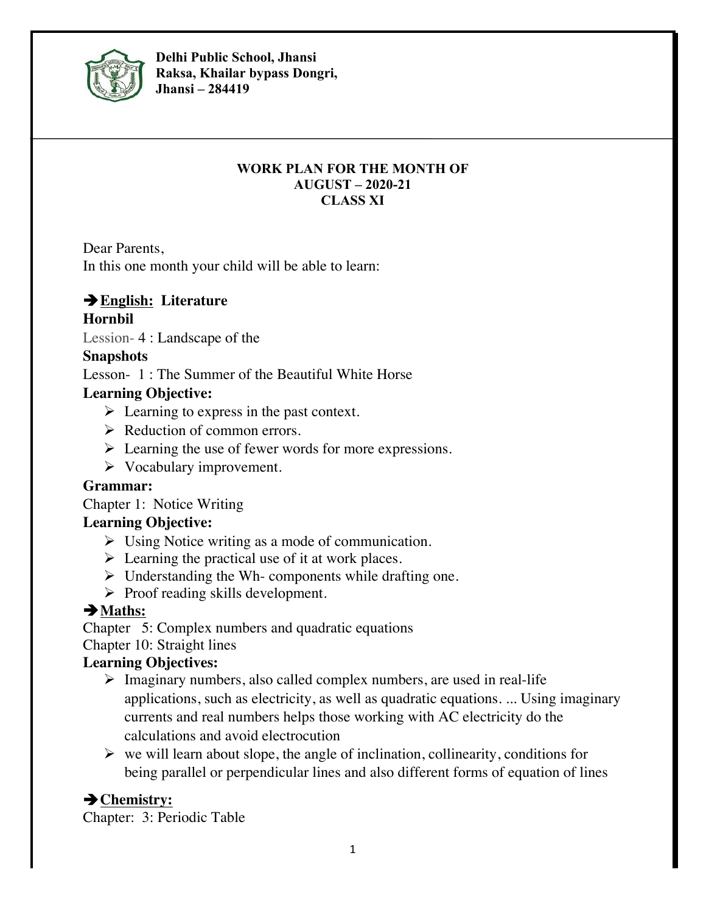**Delhi Public School, Jhansi**
**Raksa, Khailar bypass Dongri,**
**Jhansi – 284419**

---

**WORK PLAN FOR THE MONTH OF**
**AUGUST – 2020-21**
**CLASS XI**

Dear Parents,
In this one month your child will be able to learn:

### ➔ <u>English:</u> Literature

**Hornbil**

Lession- 4 : Landscape of the

**Snapshots**

Lesson- 1 : The Summer of the Beautiful White Horse

**Learning Objective:**

- Learning to express in the past context.
- Reduction of common errors.
- Learning the use of fewer words for more expressions.
- Vocabulary improvement.

**Grammar:**

Chapter 1: Notice Writing

**Learning Objective:**

- Using Notice writing as a mode of communication.
- Learning the practical use of it at work places.
- Understanding the Wh- components while drafting one.
- Proof reading skills development.

### ➔ <u>Maths:</u>

Chapter 5: Complex numbers and quadratic equations
Chapter 10: Straight lines

**Learning Objectives:**

- Imaginary numbers, also called complex numbers, are used in real-life applications, such as electricity, as well as quadratic equations. ... Using imaginary currents and real numbers helps those working with AC electricity do the calculations and avoid electrocution
- we will learn about slope, the angle of inclination, collinearity, conditions for being parallel or perpendicular lines and also different forms of equation of lines

### ➔ <u>Chemistry:</u>

Chapter: 3: Periodic Table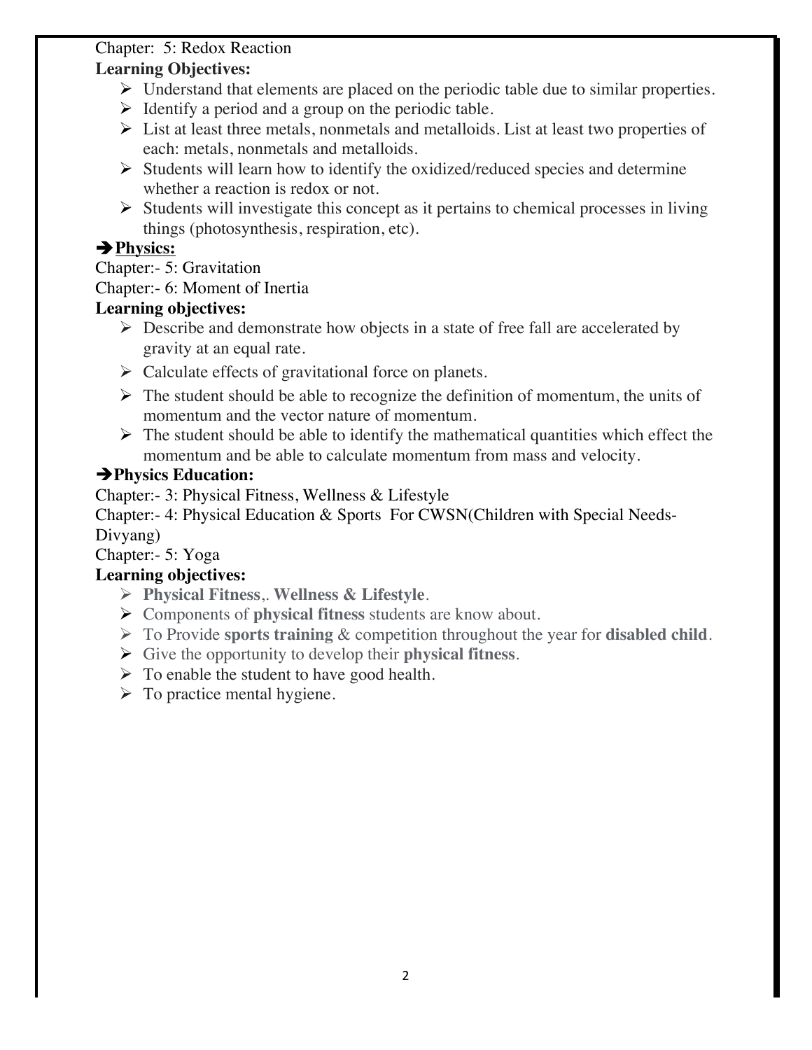Chapter: 5: Redox Reaction

**Learning Objectives:**

- Understand that elements are placed on the periodic table due to similar properties.
- Identify a period and a group on the periodic table.
- List at least three metals, nonmetals and metalloids. List at least two properties of each: metals, nonmetals and metalloids.
- Students will learn how to identify the oxidized/reduced species and determine whether a reaction is redox or not.
- Students will investigate this concept as it pertains to chemical processes in living things (photosynthesis, respiration, etc).

**➔ Physics:**

Chapter:- 5: Gravitation

Chapter:- 6: Moment of Inertia

**Learning objectives:**

- Describe and demonstrate how objects in a state of free fall are accelerated by gravity at an equal rate.
- Calculate effects of gravitational force on planets.
- The student should be able to recognize the definition of momentum, the units of momentum and the vector nature of momentum.
- The student should be able to identify the mathematical quantities which effect the momentum and be able to calculate momentum from mass and velocity.

**➔Physics Education:**

Chapter:- 3: Physical Fitness, Wellness & Lifestyle

Chapter:- 4: Physical Education & Sports For CWSN(Children with Special Needs-Divyang)

Chapter:- 5: Yoga

**Learning objectives:**

- **Physical Fitness**,. **Wellness & Lifestyle**.
- Components of **physical fitness** students are know about.
- To Provide **sports training** & competition throughout the year for **disabled child**.
- Give the opportunity to develop their **physical fitness**.
- To enable the student to have good health.
- To practice mental hygiene.